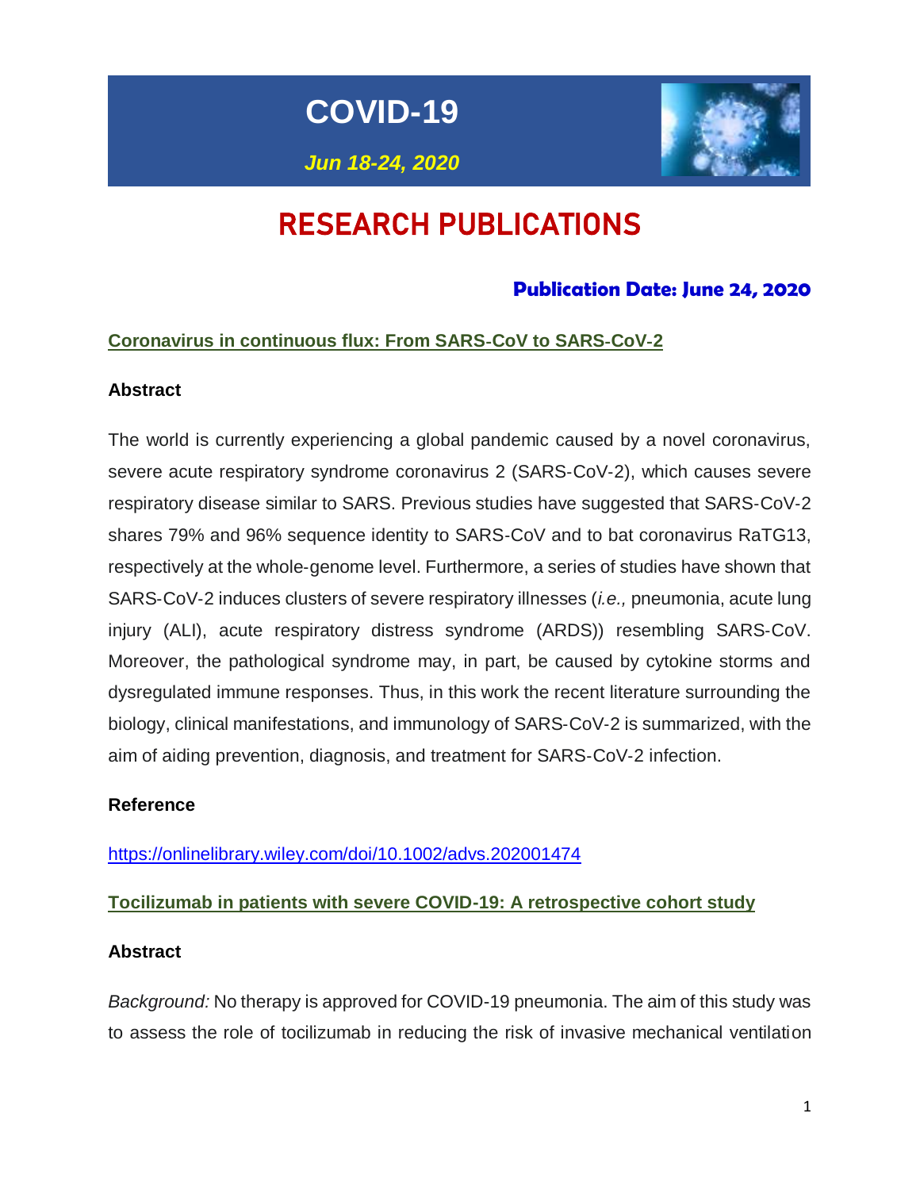# COVID-19

***Jun 18-24, 2020***

# RESEARCH PUBLICATIONS

### Publication Date: June 24, 2020

## Coronavirus in continuous flux: From SARS-CoV to SARS-CoV-2

**Abstract**

The world is currently experiencing a global pandemic caused by a novel coronavirus, severe acute respiratory syndrome coronavirus 2 (SARS-CoV-2), which causes severe respiratory disease similar to SARS. Previous studies have suggested that SARS-CoV-2 shares 79% and 96% sequence identity to SARS-CoV and to bat coronavirus RaTG13, respectively at the whole-genome level. Furthermore, a series of studies have shown that SARS-CoV-2 induces clusters of severe respiratory illnesses (*i.e.,* pneumonia, acute lung injury (ALI), acute respiratory distress syndrome (ARDS)) resembling SARS-CoV. Moreover, the pathological syndrome may, in part, be caused by cytokine storms and dysregulated immune responses. Thus, in this work the recent literature surrounding the biology, clinical manifestations, and immunology of SARS-CoV-2 is summarized, with the aim of aiding prevention, diagnosis, and treatment for SARS-CoV-2 infection.

**Reference**

https://onlinelibrary.wiley.com/doi/10.1002/advs.202001474

## Tocilizumab in patients with severe COVID-19: A retrospective cohort study

**Abstract**

*Background:* No therapy is approved for COVID-19 pneumonia. The aim of this study was to assess the role of tocilizumab in reducing the risk of invasive mechanical ventilation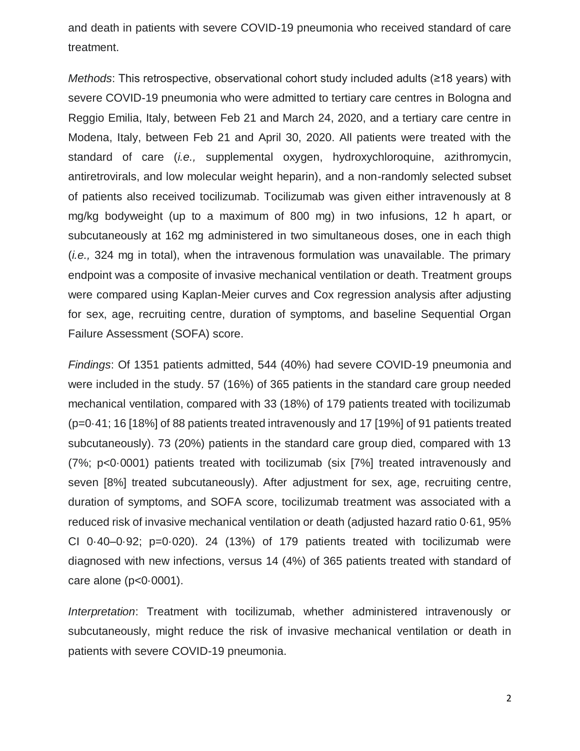and death in patients with severe COVID-19 pneumonia who received standard of care treatment.

*Methods*: This retrospective, observational cohort study included adults (≥18 years) with severe COVID-19 pneumonia who were admitted to tertiary care centres in Bologna and Reggio Emilia, Italy, between Feb 21 and March 24, 2020, and a tertiary care centre in Modena, Italy, between Feb 21 and April 30, 2020. All patients were treated with the standard of care (*i.e.,* supplemental oxygen, hydroxychloroquine, azithromycin, antiretrovirals, and low molecular weight heparin), and a non-randomly selected subset of patients also received tocilizumab. Tocilizumab was given either intravenously at 8 mg/kg bodyweight (up to a maximum of 800 mg) in two infusions, 12 h apart, or subcutaneously at 162 mg administered in two simultaneous doses, one in each thigh (*i.e.,* 324 mg in total), when the intravenous formulation was unavailable. The primary endpoint was a composite of invasive mechanical ventilation or death. Treatment groups were compared using Kaplan-Meier curves and Cox regression analysis after adjusting for sex, age, recruiting centre, duration of symptoms, and baseline Sequential Organ Failure Assessment (SOFA) score.

*Findings*: Of 1351 patients admitted, 544 (40%) had severe COVID-19 pneumonia and were included in the study. 57 (16%) of 365 patients in the standard care group needed mechanical ventilation, compared with 33 (18%) of 179 patients treated with tocilizumab (p=0·41; 16 [18%] of 88 patients treated intravenously and 17 [19%] of 91 patients treated subcutaneously). 73 (20%) patients in the standard care group died, compared with 13 (7%; p<0·0001) patients treated with tocilizumab (six [7%] treated intravenously and seven [8%] treated subcutaneously). After adjustment for sex, age, recruiting centre, duration of symptoms, and SOFA score, tocilizumab treatment was associated with a reduced risk of invasive mechanical ventilation or death (adjusted hazard ratio 0·61, 95% CI 0·40–0·92; p=0·020). 24 (13%) of 179 patients treated with tocilizumab were diagnosed with new infections, versus 14 (4%) of 365 patients treated with standard of care alone (p<0·0001).

*Interpretation*: Treatment with tocilizumab, whether administered intravenously or subcutaneously, might reduce the risk of invasive mechanical ventilation or death in patients with severe COVID-19 pneumonia.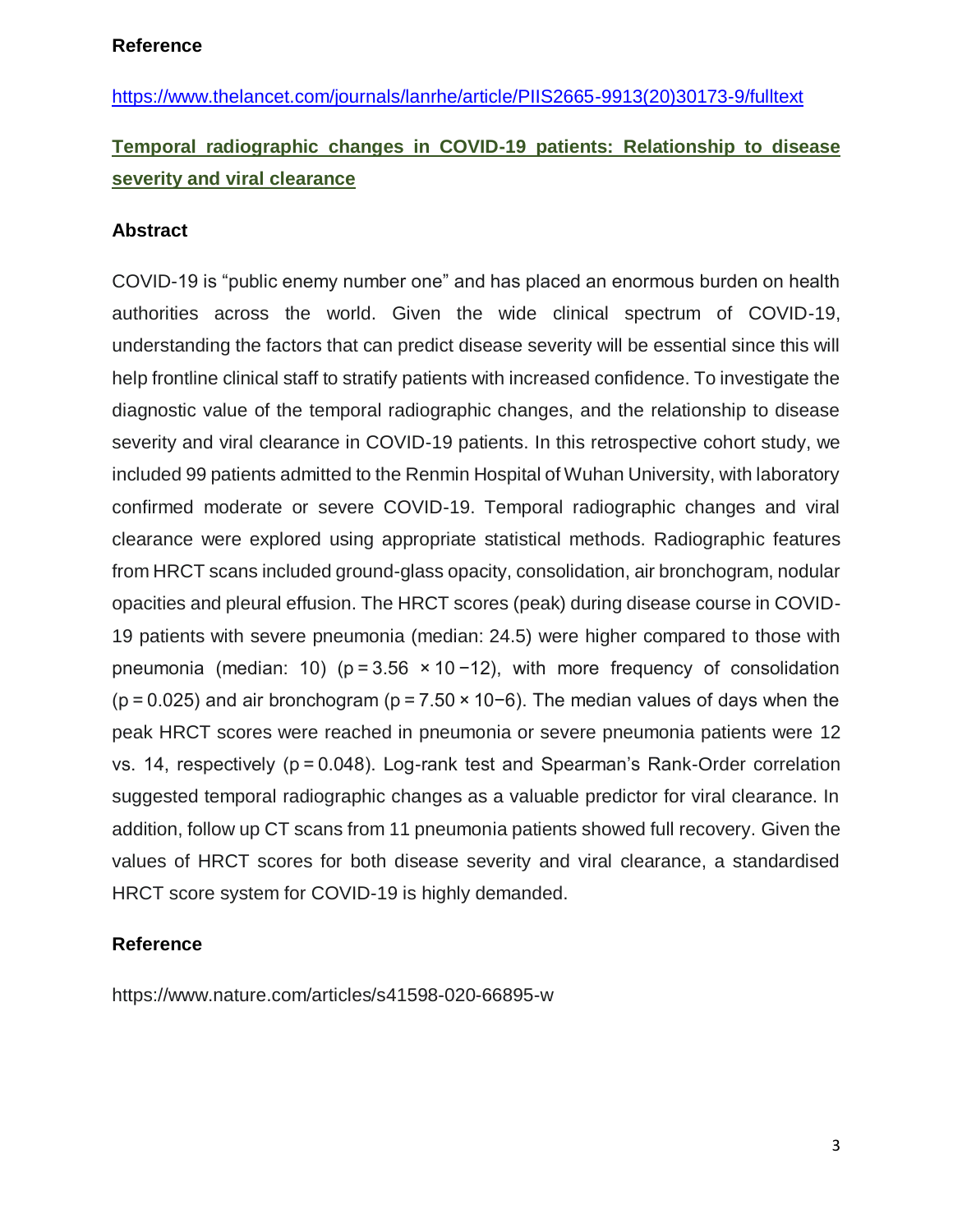**Reference**

https://www.thelancet.com/journals/lanrhe/article/PIIS2665-9913(20)30173-9/fulltext

**Temporal radiographic changes in COVID-19 patients: Relationship to disease severity and viral clearance**

**Abstract**

COVID-19 is "public enemy number one" and has placed an enormous burden on health authorities across the world. Given the wide clinical spectrum of COVID-19, understanding the factors that can predict disease severity will be essential since this will help frontline clinical staff to stratify patients with increased confidence. To investigate the diagnostic value of the temporal radiographic changes, and the relationship to disease severity and viral clearance in COVID-19 patients. In this retrospective cohort study, we included 99 patients admitted to the Renmin Hospital of Wuhan University, with laboratory confirmed moderate or severe COVID-19. Temporal radiographic changes and viral clearance were explored using appropriate statistical methods. Radiographic features from HRCT scans included ground-glass opacity, consolidation, air bronchogram, nodular opacities and pleural effusion. The HRCT scores (peak) during disease course in COVID-19 patients with severe pneumonia (median: 24.5) were higher compared to those with pneumonia (median: 10) ($p = 3.56 \times 10^{-12}$), with more frequency of consolidation ($p = 0.025$) and air bronchogram ($p = 7.50 \times 10^{-6}$). The median values of days when the peak HRCT scores were reached in pneumonia or severe pneumonia patients were 12 vs. 14, respectively ($p = 0.048$). Log-rank test and Spearman's Rank-Order correlation suggested temporal radiographic changes as a valuable predictor for viral clearance. In addition, follow up CT scans from 11 pneumonia patients showed full recovery. Given the values of HRCT scores for both disease severity and viral clearance, a standardised HRCT score system for COVID-19 is highly demanded.

**Reference**

https://www.nature.com/articles/s41598-020-66895-w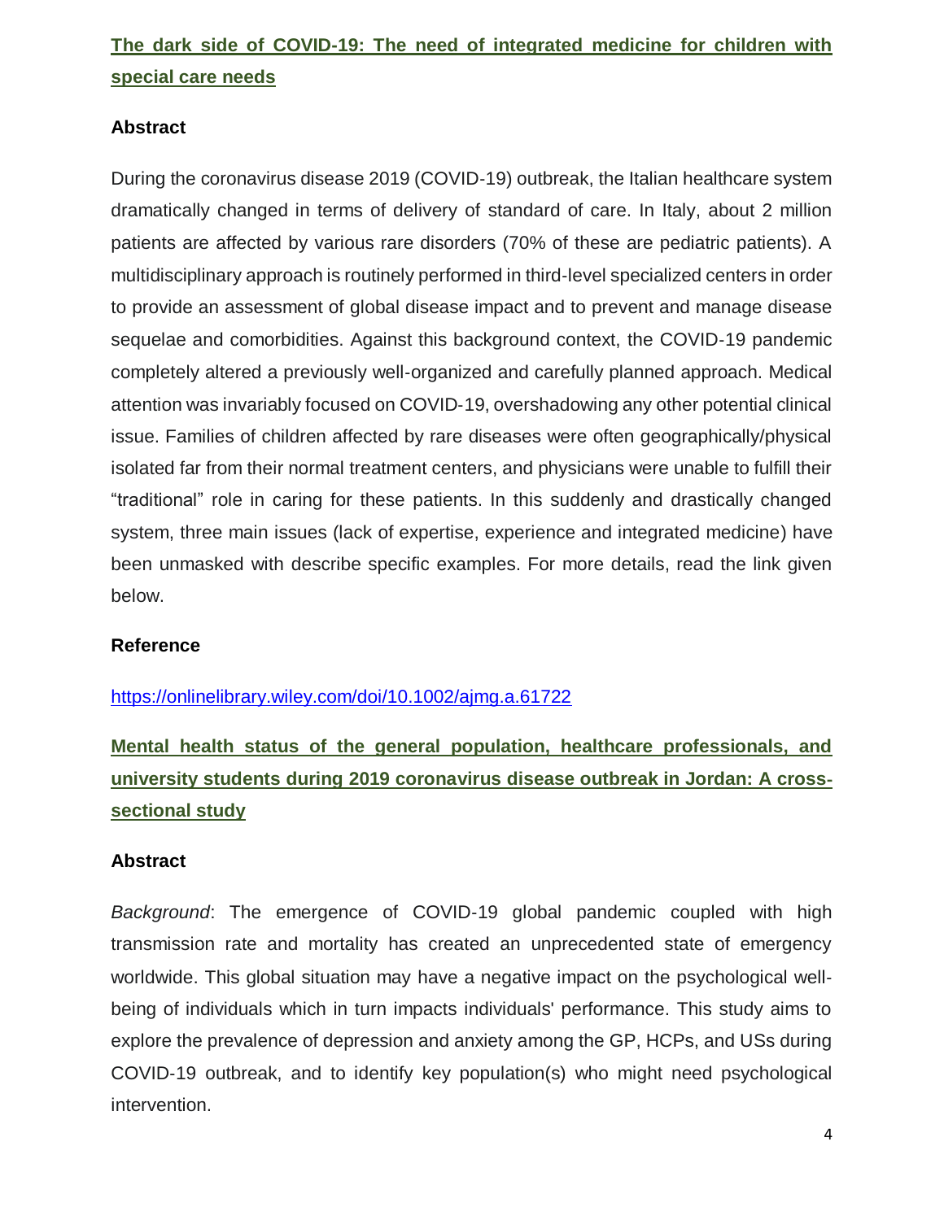## [The dark side of COVID-19: The need of integrated medicine for children with special care needs](https://onlinelibrary.wiley.com/doi/10.1002/ajmg.a.61722)

### Abstract

During the coronavirus disease 2019 (COVID-19) outbreak, the Italian healthcare system dramatically changed in terms of delivery of standard of care. In Italy, about 2 million patients are affected by various rare disorders (70% of these are pediatric patients). A multidisciplinary approach is routinely performed in third-level specialized centers in order to provide an assessment of global disease impact and to prevent and manage disease sequelae and comorbidities. Against this background context, the COVID-19 pandemic completely altered a previously well-organized and carefully planned approach. Medical attention was invariably focused on COVID-19, overshadowing any other potential clinical issue. Families of children affected by rare diseases were often geographically/physical isolated far from their normal treatment centers, and physicians were unable to fulfill their "traditional" role in caring for these patients. In this suddenly and drastically changed system, three main issues (lack of expertise, experience and integrated medicine) have been unmasked with describe specific examples. For more details, read the link given below.

### Reference

https://onlinelibrary.wiley.com/doi/10.1002/ajmg.a.61722

## Mental health status of the general population, healthcare professionals, and university students during 2019 coronavirus disease outbreak in Jordan: A cross-sectional study

### Abstract

*Background*: The emergence of COVID-19 global pandemic coupled with high transmission rate and mortality has created an unprecedented state of emergency worldwide. This global situation may have a negative impact on the psychological well-being of individuals which in turn impacts individuals' performance. This study aims to explore the prevalence of depression and anxiety among the GP, HCPs, and USs during COVID-19 outbreak, and to identify key population(s) who might need psychological intervention.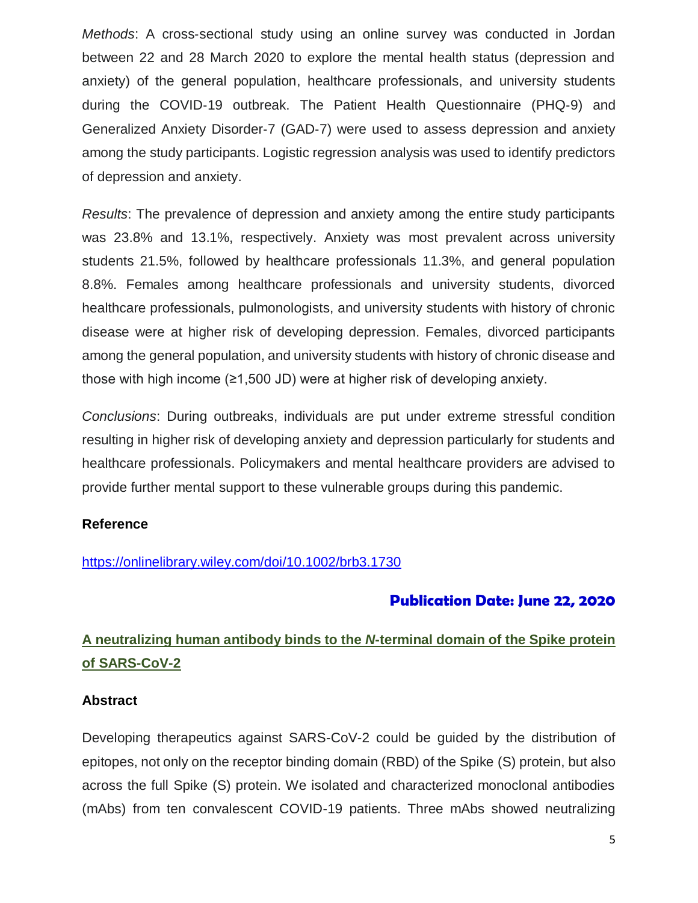*Methods*: A cross-sectional study using an online survey was conducted in Jordan between 22 and 28 March 2020 to explore the mental health status (depression and anxiety) of the general population, healthcare professionals, and university students during the COVID-19 outbreak. The Patient Health Questionnaire (PHQ-9) and Generalized Anxiety Disorder-7 (GAD-7) were used to assess depression and anxiety among the study participants. Logistic regression analysis was used to identify predictors of depression and anxiety.

*Results*: The prevalence of depression and anxiety among the entire study participants was 23.8% and 13.1%, respectively. Anxiety was most prevalent across university students 21.5%, followed by healthcare professionals 11.3%, and general population 8.8%. Females among healthcare professionals and university students, divorced healthcare professionals, pulmonologists, and university students with history of chronic disease were at higher risk of developing depression. Females, divorced participants among the general population, and university students with history of chronic disease and those with high income (≥1,500 JD) were at higher risk of developing anxiety.

*Conclusions*: During outbreaks, individuals are put under extreme stressful condition resulting in higher risk of developing anxiety and depression particularly for students and healthcare professionals. Policymakers and mental healthcare providers are advised to provide further mental support to these vulnerable groups during this pandemic.

**Reference**

https://onlinelibrary.wiley.com/doi/10.1002/brb3.1730

**Publication Date: June 22, 2020**

## A neutralizing human antibody binds to the *N*-terminal domain of the Spike protein of SARS-CoV-2

**Abstract**

Developing therapeutics against SARS-CoV-2 could be guided by the distribution of epitopes, not only on the receptor binding domain (RBD) of the Spike (S) protein, but also across the full Spike (S) protein. We isolated and characterized monoclonal antibodies (mAbs) from ten convalescent COVID-19 patients. Three mAbs showed neutralizing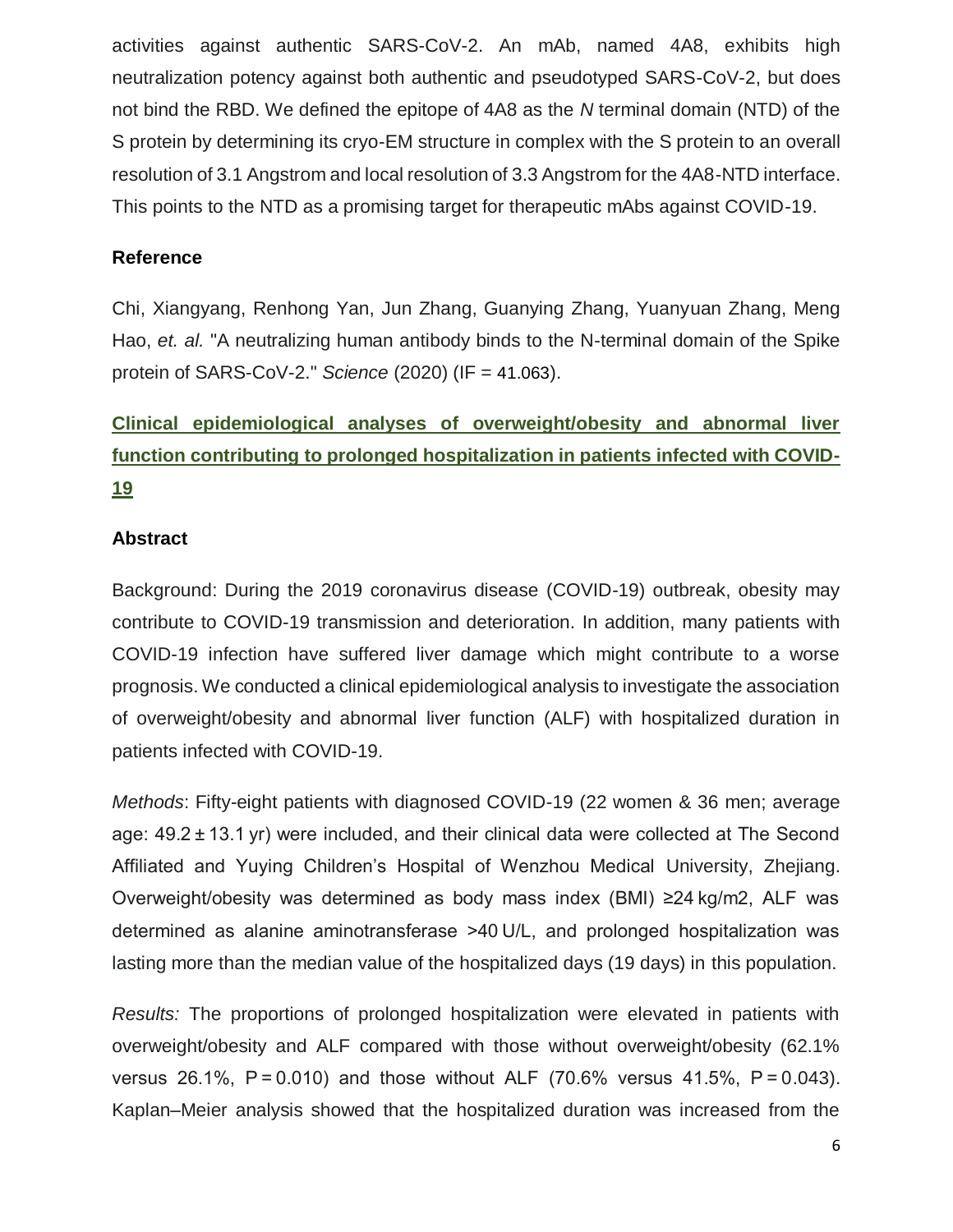activities against authentic SARS-CoV-2. An mAb, named 4A8, exhibits high neutralization potency against both authentic and pseudotyped SARS-CoV-2, but does not bind the RBD. We defined the epitope of 4A8 as the *N* terminal domain (NTD) of the S protein by determining its cryo-EM structure in complex with the S protein to an overall resolution of 3.1 Angstrom and local resolution of 3.3 Angstrom for the 4A8-NTD interface. This points to the NTD as a promising target for therapeutic mAbs against COVID-19.

### Reference

Chi, Xiangyang, Renhong Yan, Jun Zhang, Guanying Zhang, Yuanyuan Zhang, Meng Hao, *et. al.* "A neutralizing human antibody binds to the N-terminal domain of the Spike protein of SARS-CoV-2." *Science* (2020) (IF = 41.063).

## Clinical epidemiological analyses of overweight/obesity and abnormal liver function contributing to prolonged hospitalization in patients infected with COVID-19

### Abstract

Background: During the 2019 coronavirus disease (COVID-19) outbreak, obesity may contribute to COVID-19 transmission and deterioration. In addition, many patients with COVID-19 infection have suffered liver damage which might contribute to a worse prognosis. We conducted a clinical epidemiological analysis to investigate the association of overweight/obesity and abnormal liver function (ALF) with hospitalized duration in patients infected with COVID-19.

*Methods*: Fifty-eight patients with diagnosed COVID-19 (22 women & 36 men; average age: $49.2 \pm 13.1$ yr) were included, and their clinical data were collected at The Second Affiliated and Yuying Children's Hospital of Wenzhou Medical University, Zhejiang. Overweight/obesity was determined as body mass index (BMI) ≥24 kg/m2, ALF was determined as alanine aminotransferase >40 U/L, and prolonged hospitalization was lasting more than the median value of the hospitalized days (19 days) in this population.

*Results:* The proportions of prolonged hospitalization were elevated in patients with overweight/obesity and ALF compared with those without overweight/obesity (62.1% versus 26.1%, $P = 0.010$) and those without ALF (70.6% versus 41.5%, $P = 0.043$). Kaplan–Meier analysis showed that the hospitalized duration was increased from the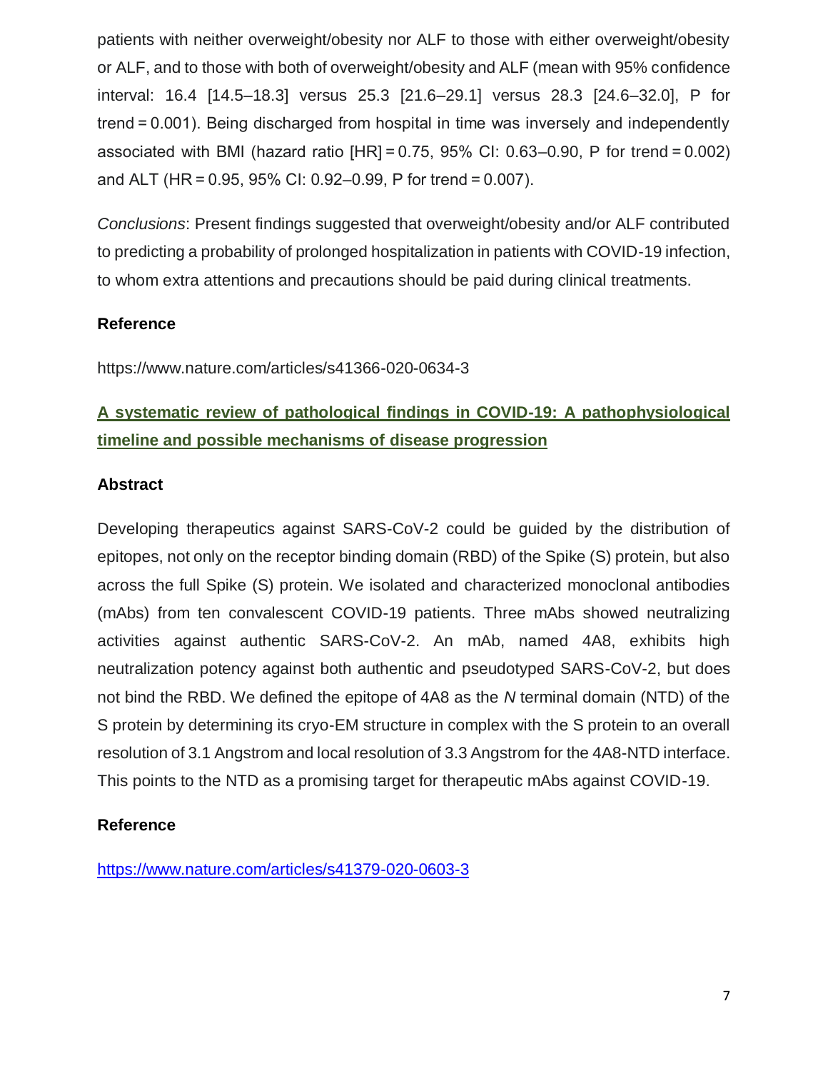patients with neither overweight/obesity nor ALF to those with either overweight/obesity or ALF, and to those with both of overweight/obesity and ALF (mean with 95% confidence interval: 16.4 [14.5–18.3] versus 25.3 [21.6–29.1] versus 28.3 [24.6–32.0], P for trend = 0.001). Being discharged from hospital in time was inversely and independently associated with BMI (hazard ratio [HR] = 0.75, 95% CI: 0.63–0.90, P for trend = 0.002) and ALT (HR = 0.95, 95% CI: 0.92–0.99, P for trend = 0.007).

*Conclusions*: Present findings suggested that overweight/obesity and/or ALF contributed to predicting a probability of prolonged hospitalization in patients with COVID-19 infection, to whom extra attentions and precautions should be paid during clinical treatments.

**Reference**

https://www.nature.com/articles/s41366-020-0634-3

## A systematic review of pathological findings in COVID-19: A pathophysiological timeline and possible mechanisms of disease progression

**Abstract**

Developing therapeutics against SARS-CoV-2 could be guided by the distribution of epitopes, not only on the receptor binding domain (RBD) of the Spike (S) protein, but also across the full Spike (S) protein. We isolated and characterized monoclonal antibodies (mAbs) from ten convalescent COVID-19 patients. Three mAbs showed neutralizing activities against authentic SARS-CoV-2. An mAb, named 4A8, exhibits high neutralization potency against both authentic and pseudotyped SARS-CoV-2, but does not bind the RBD. We defined the epitope of 4A8 as the *N* terminal domain (NTD) of the S protein by determining its cryo-EM structure in complex with the S protein to an overall resolution of 3.1 Angstrom and local resolution of 3.3 Angstrom for the 4A8-NTD interface. This points to the NTD as a promising target for therapeutic mAbs against COVID-19.

**Reference**

https://www.nature.com/articles/s41379-020-0603-3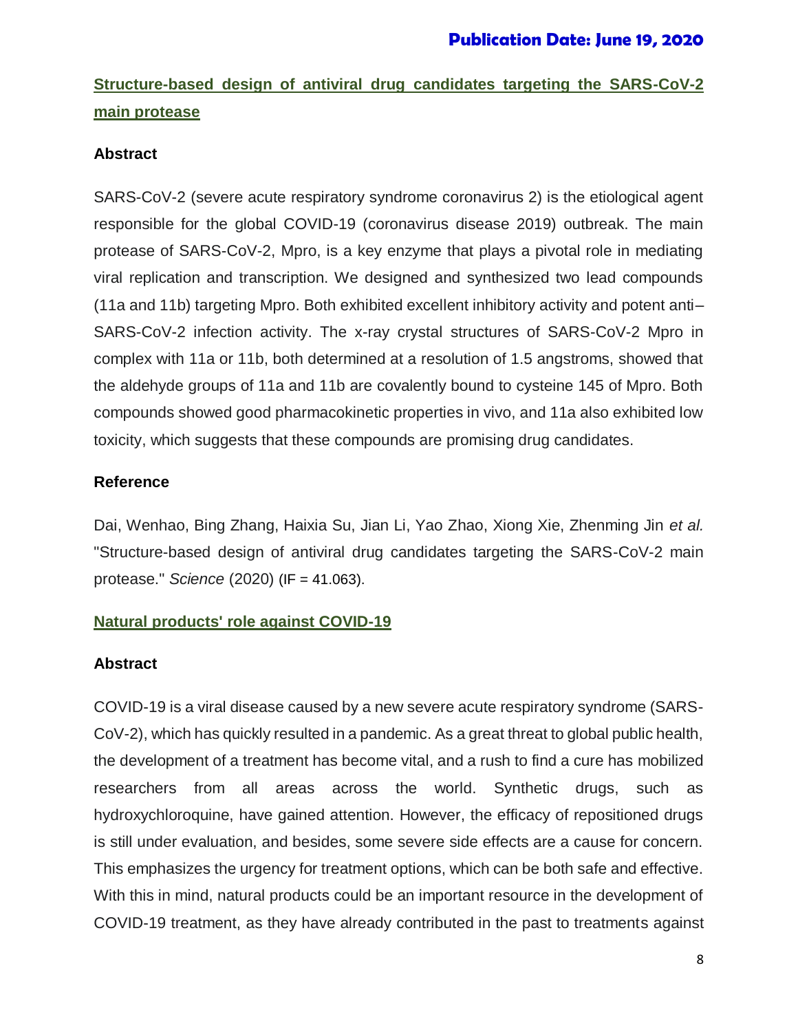**Publication Date: June 19, 2020**

## Structure-based design of antiviral drug candidates targeting the SARS-CoV-2 main protease

### Abstract

SARS-CoV-2 (severe acute respiratory syndrome coronavirus 2) is the etiological agent responsible for the global COVID-19 (coronavirus disease 2019) outbreak. The main protease of SARS-CoV-2, Mpro, is a key enzyme that plays a pivotal role in mediating viral replication and transcription. We designed and synthesized two lead compounds (11a and 11b) targeting Mpro. Both exhibited excellent inhibitory activity and potent anti–SARS-CoV-2 infection activity. The x-ray crystal structures of SARS-CoV-2 Mpro in complex with 11a or 11b, both determined at a resolution of 1.5 angstroms, showed that the aldehyde groups of 11a and 11b are covalently bound to cysteine 145 of Mpro. Both compounds showed good pharmacokinetic properties in vivo, and 11a also exhibited low toxicity, which suggests that these compounds are promising drug candidates.

### Reference

Dai, Wenhao, Bing Zhang, Haixia Su, Jian Li, Yao Zhao, Xiong Xie, Zhenming Jin *et al.* "Structure-based design of antiviral drug candidates targeting the SARS-CoV-2 main protease." *Science* (2020) (IF = 41.063).

## Natural products' role against COVID-19

### Abstract

COVID-19 is a viral disease caused by a new severe acute respiratory syndrome (SARS-CoV-2), which has quickly resulted in a pandemic. As a great threat to global public health, the development of a treatment has become vital, and a rush to find a cure has mobilized researchers from all areas across the world. Synthetic drugs, such as hydroxychloroquine, have gained attention. However, the efficacy of repositioned drugs is still under evaluation, and besides, some severe side effects are a cause for concern. This emphasizes the urgency for treatment options, which can be both safe and effective. With this in mind, natural products could be an important resource in the development of COVID-19 treatment, as they have already contributed in the past to treatments against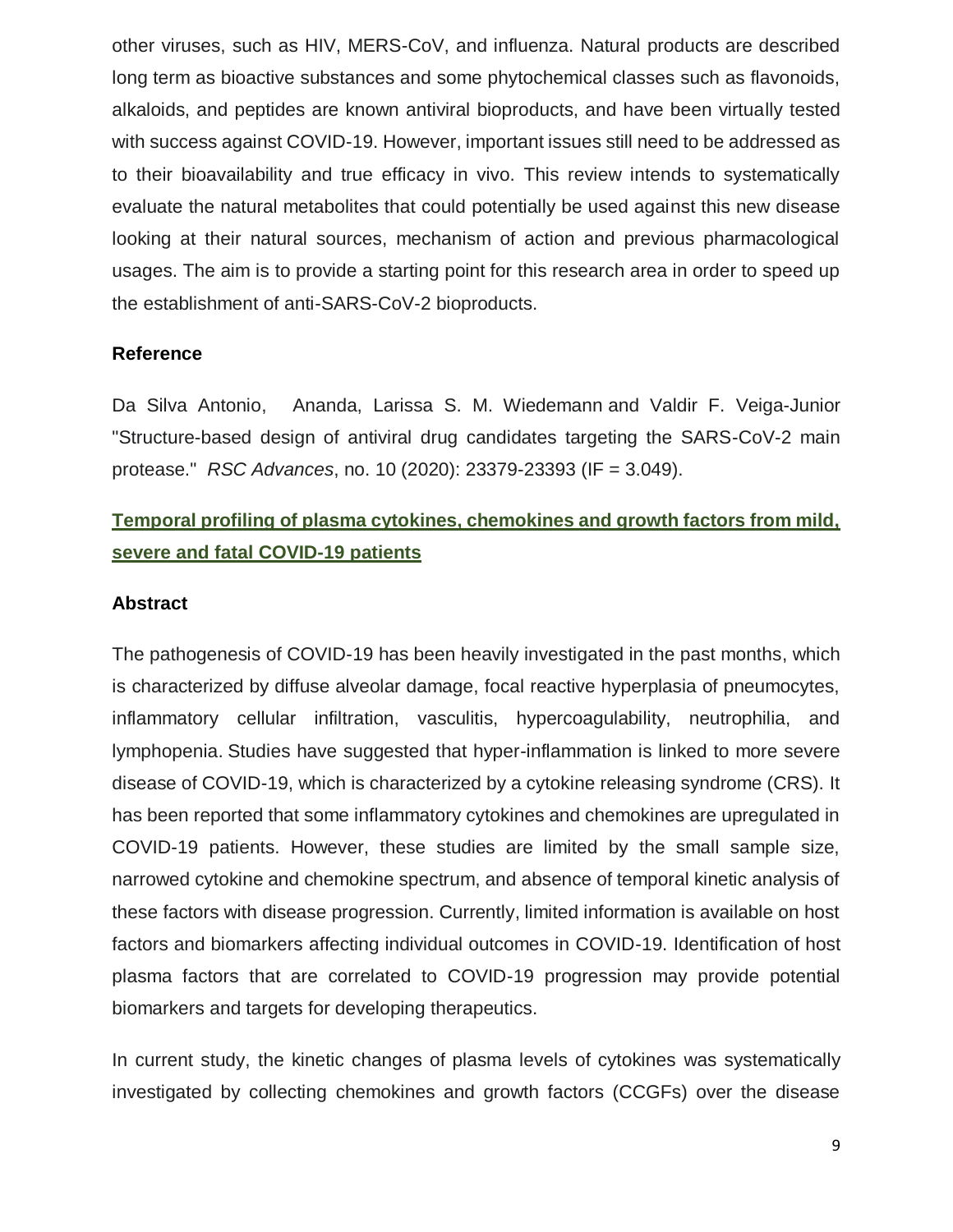other viruses, such as HIV, MERS-CoV, and influenza. Natural products are described long term as bioactive substances and some phytochemical classes such as flavonoids, alkaloids, and peptides are known antiviral bioproducts, and have been virtually tested with success against COVID-19. However, important issues still need to be addressed as to their bioavailability and true efficacy in vivo. This review intends to systematically evaluate the natural metabolites that could potentially be used against this new disease looking at their natural sources, mechanism of action and previous pharmacological usages. The aim is to provide a starting point for this research area in order to speed up the establishment of anti-SARS-CoV-2 bioproducts.

### Reference

Da Silva Antonio, Ananda, Larissa S. M. Wiedemann and Valdir F. Veiga-Junior "Structure-based design of antiviral drug candidates targeting the SARS-CoV-2 main protease." *RSC Advances*, no. 10 (2020): 23379-23393 (IF = 3.049).

## Temporal profiling of plasma cytokines, chemokines and growth factors from mild, severe and fatal COVID-19 patients

### Abstract

The pathogenesis of COVID-19 has been heavily investigated in the past months, which is characterized by diffuse alveolar damage, focal reactive hyperplasia of pneumocytes, inflammatory cellular infiltration, vasculitis, hypercoagulability, neutrophilia, and lymphopenia. Studies have suggested that hyper-inflammation is linked to more severe disease of COVID-19, which is characterized by a cytokine releasing syndrome (CRS). It has been reported that some inflammatory cytokines and chemokines are upregulated in COVID-19 patients. However, these studies are limited by the small sample size, narrowed cytokine and chemokine spectrum, and absence of temporal kinetic analysis of these factors with disease progression. Currently, limited information is available on host factors and biomarkers affecting individual outcomes in COVID-19. Identification of host plasma factors that are correlated to COVID-19 progression may provide potential biomarkers and targets for developing therapeutics.

In current study, the kinetic changes of plasma levels of cytokines was systematically investigated by collecting chemokines and growth factors (CCGFs) over the disease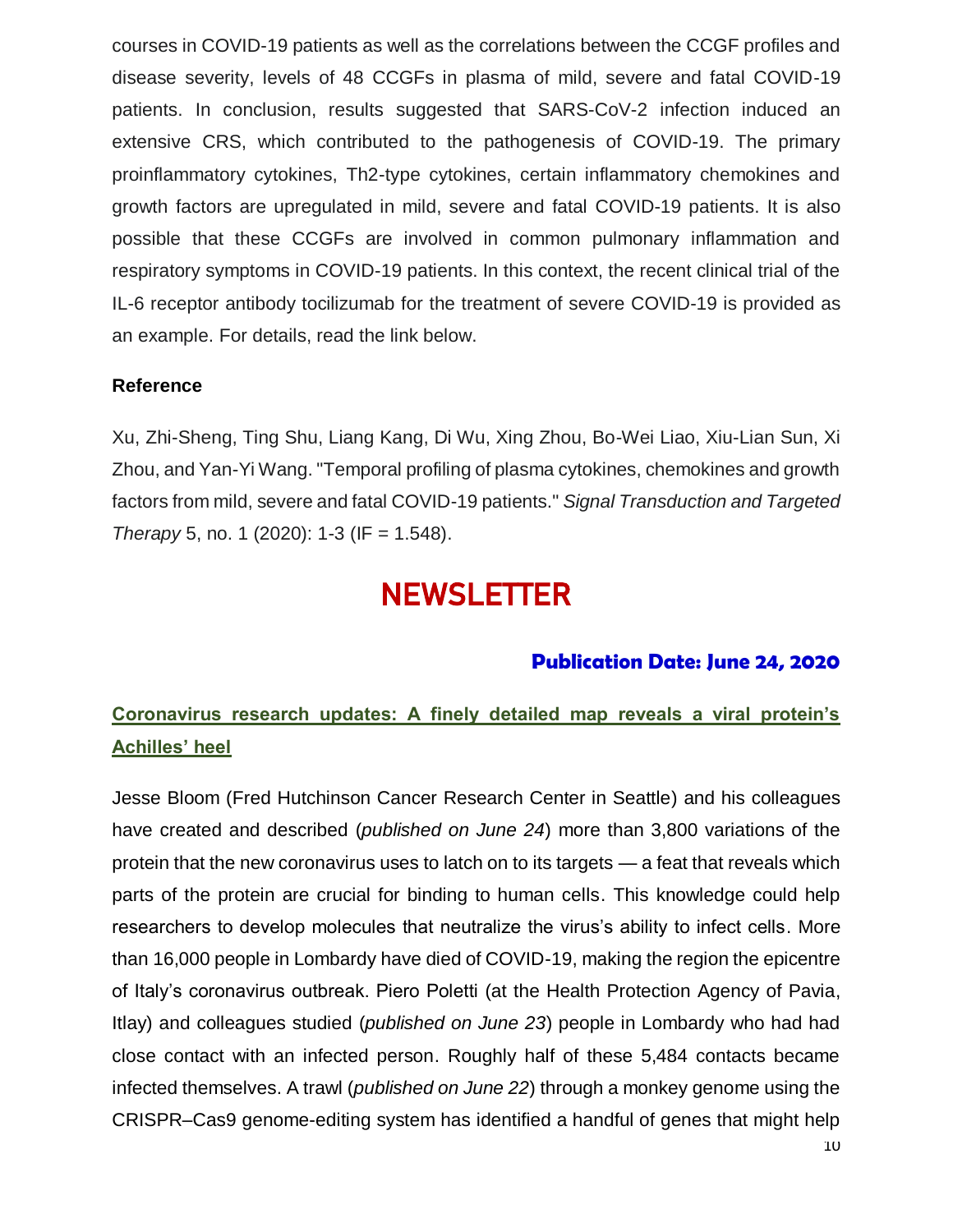courses in COVID-19 patients as well as the correlations between the CCGF profiles and disease severity, levels of 48 CCGFs in plasma of mild, severe and fatal COVID-19 patients. In conclusion, results suggested that SARS-CoV-2 infection induced an extensive CRS, which contributed to the pathogenesis of COVID-19. The primary proinflammatory cytokines, Th2-type cytokines, certain inflammatory chemokines and growth factors are upregulated in mild, severe and fatal COVID-19 patients. It is also possible that these CCGFs are involved in common pulmonary inflammation and respiratory symptoms in COVID-19 patients. In this context, the recent clinical trial of the IL-6 receptor antibody tocilizumab for the treatment of severe COVID-19 is provided as an example. For details, read the link below.

**Reference**

Xu, Zhi-Sheng, Ting Shu, Liang Kang, Di Wu, Xing Zhou, Bo-Wei Liao, Xiu-Lian Sun, Xi Zhou, and Yan-Yi Wang. "Temporal profiling of plasma cytokines, chemokines and growth factors from mild, severe and fatal COVID-19 patients." *Signal Transduction and Targeted Therapy* 5, no. 1 (2020): 1-3 (IF = 1.548).

# NEWSLETTER

**Publication Date: June 24, 2020**

## Coronavirus research updates: A finely detailed map reveals a viral protein's Achilles' heel

Jesse Bloom (Fred Hutchinson Cancer Research Center in Seattle) and his colleagues have created and described (*published on June 24*) more than 3,800 variations of the protein that the new coronavirus uses to latch on to its targets — a feat that reveals which parts of the protein are crucial for binding to human cells. This knowledge could help researchers to develop molecules that neutralize the virus's ability to infect cells. More than 16,000 people in Lombardy have died of COVID-19, making the region the epicentre of Italy's coronavirus outbreak. Piero Poletti (at the Health Protection Agency of Pavia, Itlay) and colleagues studied (*published on June 23*) people in Lombardy who had had close contact with an infected person. Roughly half of these 5,484 contacts became infected themselves. A trawl (*published on June 22*) through a monkey genome using the CRISPR–Cas9 genome-editing system has identified a handful of genes that might help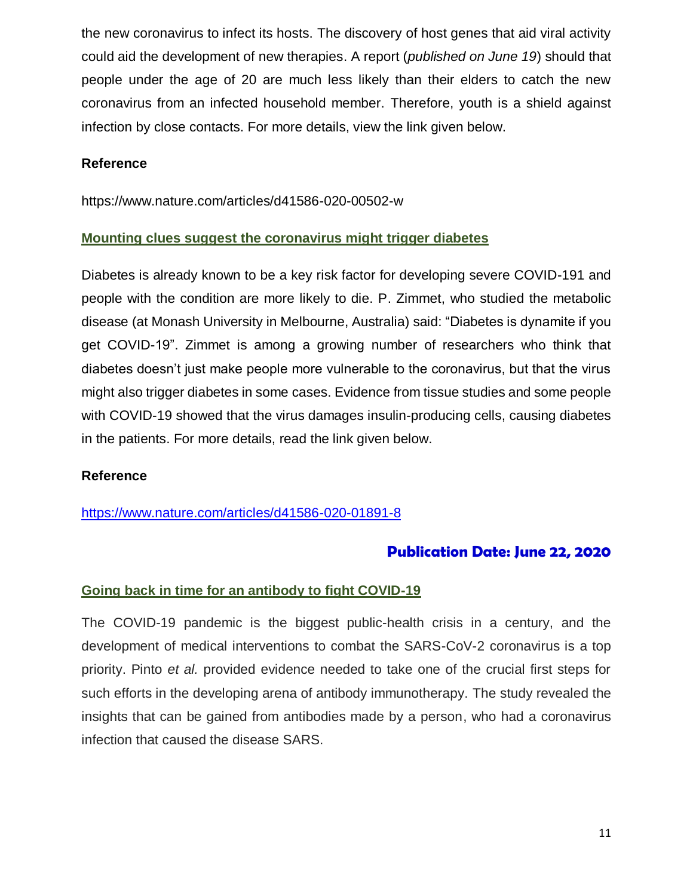the new coronavirus to infect its hosts. The discovery of host genes that aid viral activity could aid the development of new therapies. A report (*published on June 19*) should that people under the age of 20 are much less likely than their elders to catch the new coronavirus from an infected household member. Therefore, youth is a shield against infection by close contacts. For more details, view the link given below.

**Reference**

https://www.nature.com/articles/d41586-020-00502-w

## Mounting clues suggest the coronavirus might trigger diabetes

Diabetes is already known to be a key risk factor for developing severe COVID-191 and people with the condition are more likely to die. P. Zimmet, who studied the metabolic disease (at Monash University in Melbourne, Australia) said: "Diabetes is dynamite if you get COVID-19". Zimmet is among a growing number of researchers who think that diabetes doesn't just make people more vulnerable to the coronavirus, but that the virus might also trigger diabetes in some cases. Evidence from tissue studies and some people with COVID-19 showed that the virus damages insulin-producing cells, causing diabetes in the patients. For more details, read the link given below.

**Reference**

https://www.nature.com/articles/d41586-020-01891-8

# Publication Date: June 22, 2020

## Going back in time for an antibody to fight COVID-19

The COVID-19 pandemic is the biggest public-health crisis in a century, and the development of medical interventions to combat the SARS-CoV-2 coronavirus is a top priority. Pinto *et al.* provided evidence needed to take one of the crucial first steps for such efforts in the developing arena of antibody immunotherapy. The study revealed the insights that can be gained from antibodies made by a person, who had a coronavirus infection that caused the disease SARS.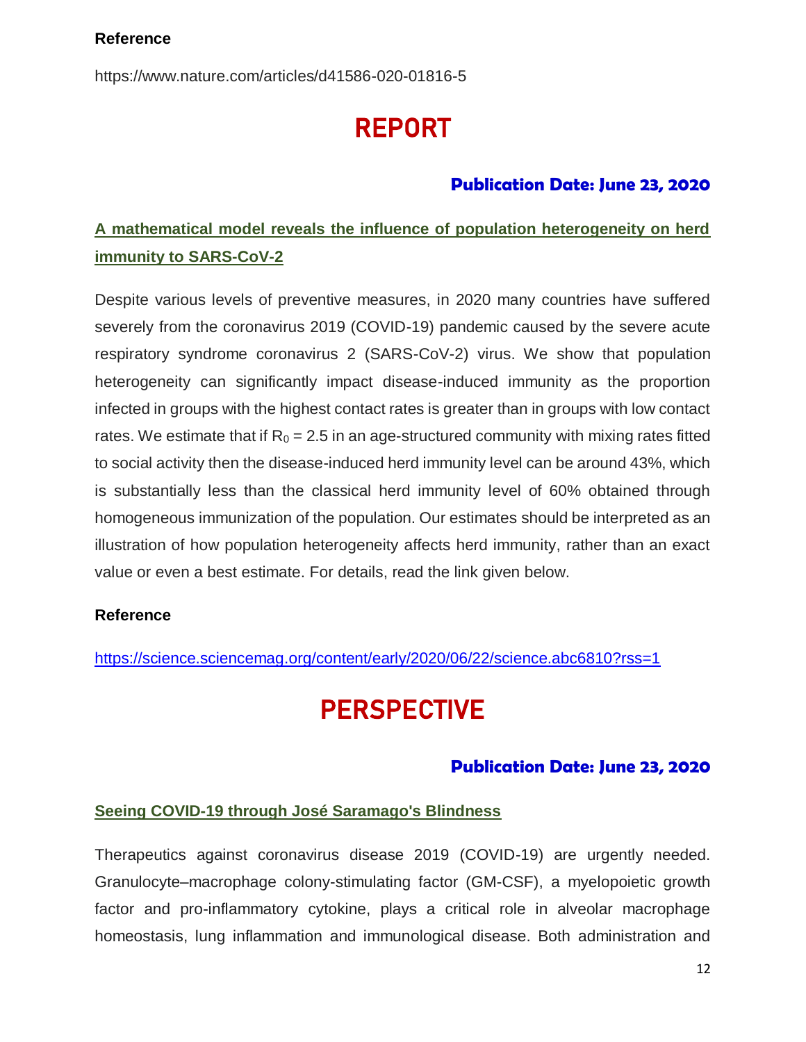**Reference**

https://www.nature.com/articles/d41586-020-01816-5

# REPORT

**Publication Date: June 23, 2020**

## A mathematical model reveals the influence of population heterogeneity on herd immunity to SARS-CoV-2

Despite various levels of preventive measures, in 2020 many countries have suffered severely from the coronavirus 2019 (COVID-19) pandemic caused by the severe acute respiratory syndrome coronavirus 2 (SARS-CoV-2) virus. We show that population heterogeneity can significantly impact disease-induced immunity as the proportion infected in groups with the highest contact rates is greater than in groups with low contact rates. We estimate that if $R_0$ = 2.5 in an age-structured community with mixing rates fitted to social activity then the disease-induced herd immunity level can be around 43%, which is substantially less than the classical herd immunity level of 60% obtained through homogeneous immunization of the population. Our estimates should be interpreted as an illustration of how population heterogeneity affects herd immunity, rather than an exact value or even a best estimate. For details, read the link given below.

**Reference**

https://science.sciencemag.org/content/early/2020/06/22/science.abc6810?rss=1

# PERSPECTIVE

**Publication Date: June 23, 2020**

## Seeing COVID-19 through José Saramago's Blindness

Therapeutics against coronavirus disease 2019 (COVID-19) are urgently needed. Granulocyte–macrophage colony-stimulating factor (GM-CSF), a myelopoietic growth factor and pro-inflammatory cytokine, plays a critical role in alveolar macrophage homeostasis, lung inflammation and immunological disease. Both administration and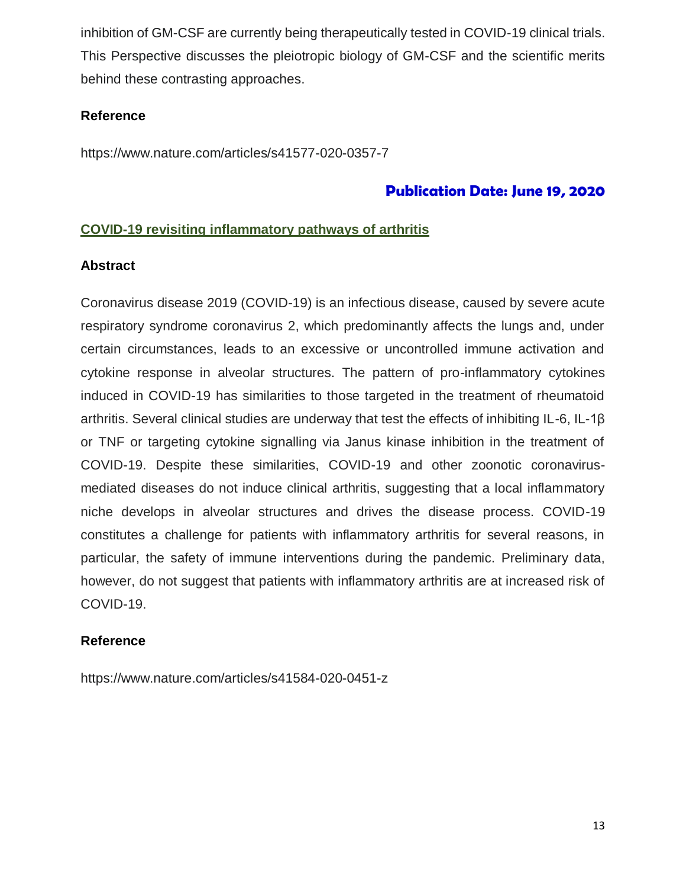inhibition of GM-CSF are currently being therapeutically tested in COVID-19 clinical trials. This Perspective discusses the pleiotropic biology of GM-CSF and the scientific merits behind these contrasting approaches.

**Reference**

https://www.nature.com/articles/s41577-020-0357-7

## Publication Date: June 19, 2020

### COVID-19 revisiting inflammatory pathways of arthritis

**Abstract**

Coronavirus disease 2019 (COVID-19) is an infectious disease, caused by severe acute respiratory syndrome coronavirus 2, which predominantly affects the lungs and, under certain circumstances, leads to an excessive or uncontrolled immune activation and cytokine response in alveolar structures. The pattern of pro-inflammatory cytokines induced in COVID-19 has similarities to those targeted in the treatment of rheumatoid arthritis. Several clinical studies are underway that test the effects of inhibiting IL-6, IL-1β or TNF or targeting cytokine signalling via Janus kinase inhibition in the treatment of COVID-19. Despite these similarities, COVID-19 and other zoonotic coronavirus-mediated diseases do not induce clinical arthritis, suggesting that a local inflammatory niche develops in alveolar structures and drives the disease process. COVID-19 constitutes a challenge for patients with inflammatory arthritis for several reasons, in particular, the safety of immune interventions during the pandemic. Preliminary data, however, do not suggest that patients with inflammatory arthritis are at increased risk of COVID-19.

**Reference**

https://www.nature.com/articles/s41584-020-0451-z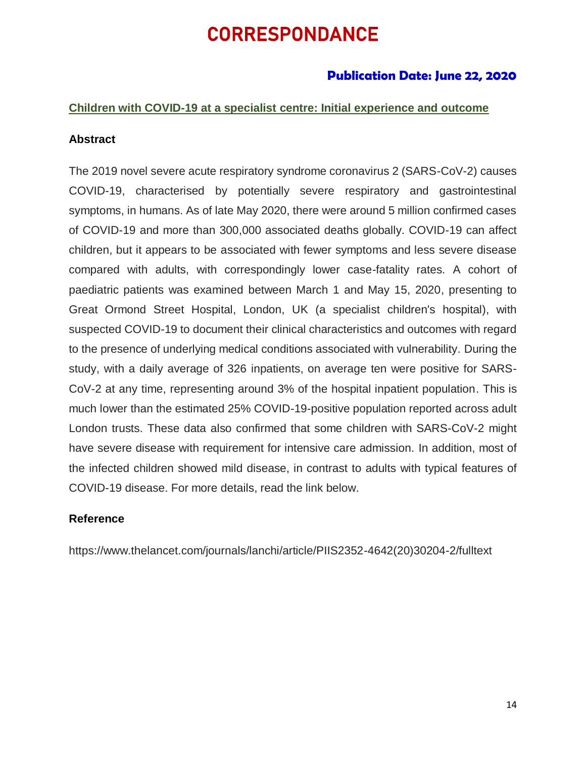# CORRESPONDANCE

**Publication Date: June 22, 2020**

## Children with COVID-19 at a specialist centre: Initial experience and outcome

### Abstract

The 2019 novel severe acute respiratory syndrome coronavirus 2 (SARS-CoV-2) causes COVID-19, characterised by potentially severe respiratory and gastrointestinal symptoms, in humans. As of late May 2020, there were around 5 million confirmed cases of COVID-19 and more than 300,000 associated deaths globally. COVID-19 can affect children, but it appears to be associated with fewer symptoms and less severe disease compared with adults, with correspondingly lower case-fatality rates. A cohort of paediatric patients was examined between March 1 and May 15, 2020, presenting to Great Ormond Street Hospital, London, UK (a specialist children's hospital), with suspected COVID-19 to document their clinical characteristics and outcomes with regard to the presence of underlying medical conditions associated with vulnerability. During the study, with a daily average of 326 inpatients, on average ten were positive for SARS-CoV-2 at any time, representing around 3% of the hospital inpatient population. This is much lower than the estimated 25% COVID-19-positive population reported across adult London trusts. These data also confirmed that some children with SARS-CoV-2 might have severe disease with requirement for intensive care admission. In addition, most of the infected children showed mild disease, in contrast to adults with typical features of COVID-19 disease. For more details, read the link below.

### Reference

https://www.thelancet.com/journals/lanchi/article/PIIS2352-4642(20)30204-2/fulltext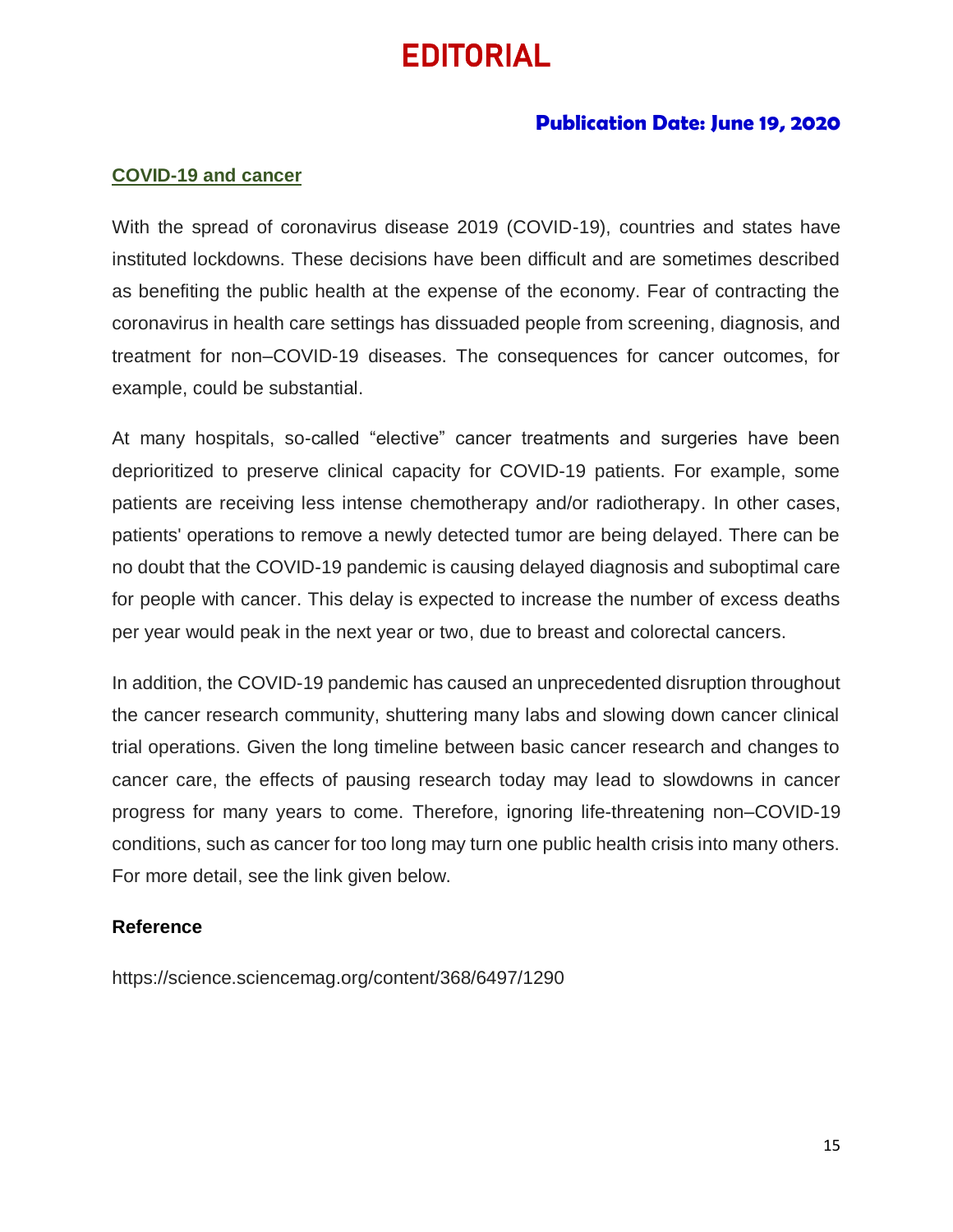# EDITORIAL

**Publication Date: June 19, 2020**

## COVID-19 and cancer

With the spread of coronavirus disease 2019 (COVID-19), countries and states have instituted lockdowns. These decisions have been difficult and are sometimes described as benefiting the public health at the expense of the economy. Fear of contracting the coronavirus in health care settings has dissuaded people from screening, diagnosis, and treatment for non–COVID-19 diseases. The consequences for cancer outcomes, for example, could be substantial.

At many hospitals, so-called "elective" cancer treatments and surgeries have been deprioritized to preserve clinical capacity for COVID-19 patients. For example, some patients are receiving less intense chemotherapy and/or radiotherapy. In other cases, patients' operations to remove a newly detected tumor are being delayed. There can be no doubt that the COVID-19 pandemic is causing delayed diagnosis and suboptimal care for people with cancer. This delay is expected to increase the number of excess deaths per year would peak in the next year or two, due to breast and colorectal cancers.

In addition, the COVID-19 pandemic has caused an unprecedented disruption throughout the cancer research community, shuttering many labs and slowing down cancer clinical trial operations. Given the long timeline between basic cancer research and changes to cancer care, the effects of pausing research today may lead to slowdowns in cancer progress for many years to come. Therefore, ignoring life-threatening non–COVID-19 conditions, such as cancer for too long may turn one public health crisis into many others. For more detail, see the link given below.

### Reference

https://science.sciencemag.org/content/368/6497/1290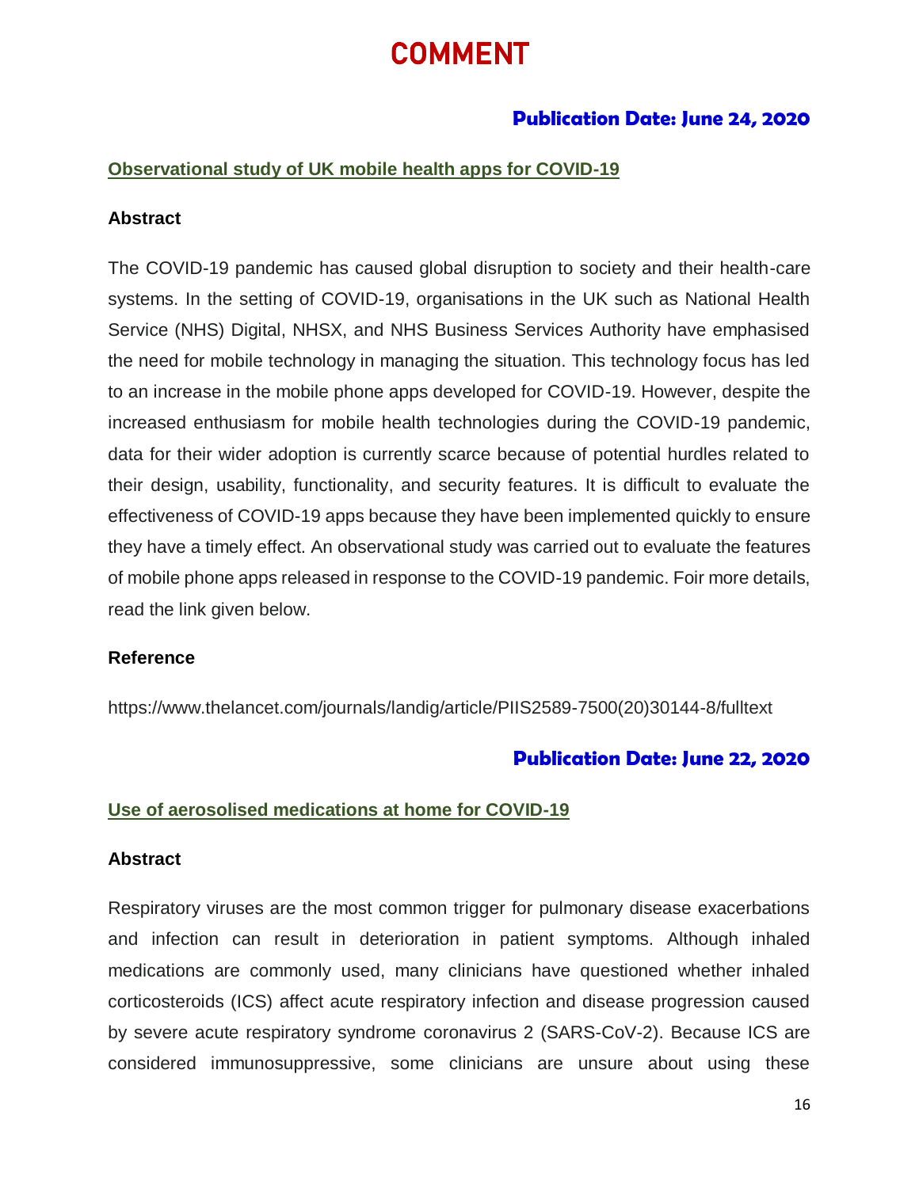# COMMENT

### Publication Date: June 24, 2020

## Observational study of UK mobile health apps for COVID-19

**Abstract**

The COVID-19 pandemic has caused global disruption to society and their health-care systems. In the setting of COVID-19, organisations in the UK such as National Health Service (NHS) Digital, NHSX, and NHS Business Services Authority have emphasised the need for mobile technology in managing the situation. This technology focus has led to an increase in the mobile phone apps developed for COVID-19. However, despite the increased enthusiasm for mobile health technologies during the COVID-19 pandemic, data for their wider adoption is currently scarce because of potential hurdles related to their design, usability, functionality, and security features. It is difficult to evaluate the effectiveness of COVID-19 apps because they have been implemented quickly to ensure they have a timely effect. An observational study was carried out to evaluate the features of mobile phone apps released in response to the COVID-19 pandemic. Foir more details, read the link given below.

**Reference**

https://www.thelancet.com/journals/landig/article/PIIS2589-7500(20)30144-8/fulltext

### Publication Date: June 22, 2020

## Use of aerosolised medications at home for COVID-19

**Abstract**

Respiratory viruses are the most common trigger for pulmonary disease exacerbations and infection can result in deterioration in patient symptoms. Although inhaled medications are commonly used, many clinicians have questioned whether inhaled corticosteroids (ICS) affect acute respiratory infection and disease progression caused by severe acute respiratory syndrome coronavirus 2 (SARS-CoV-2). Because ICS are considered immunosuppressive, some clinicians are unsure about using these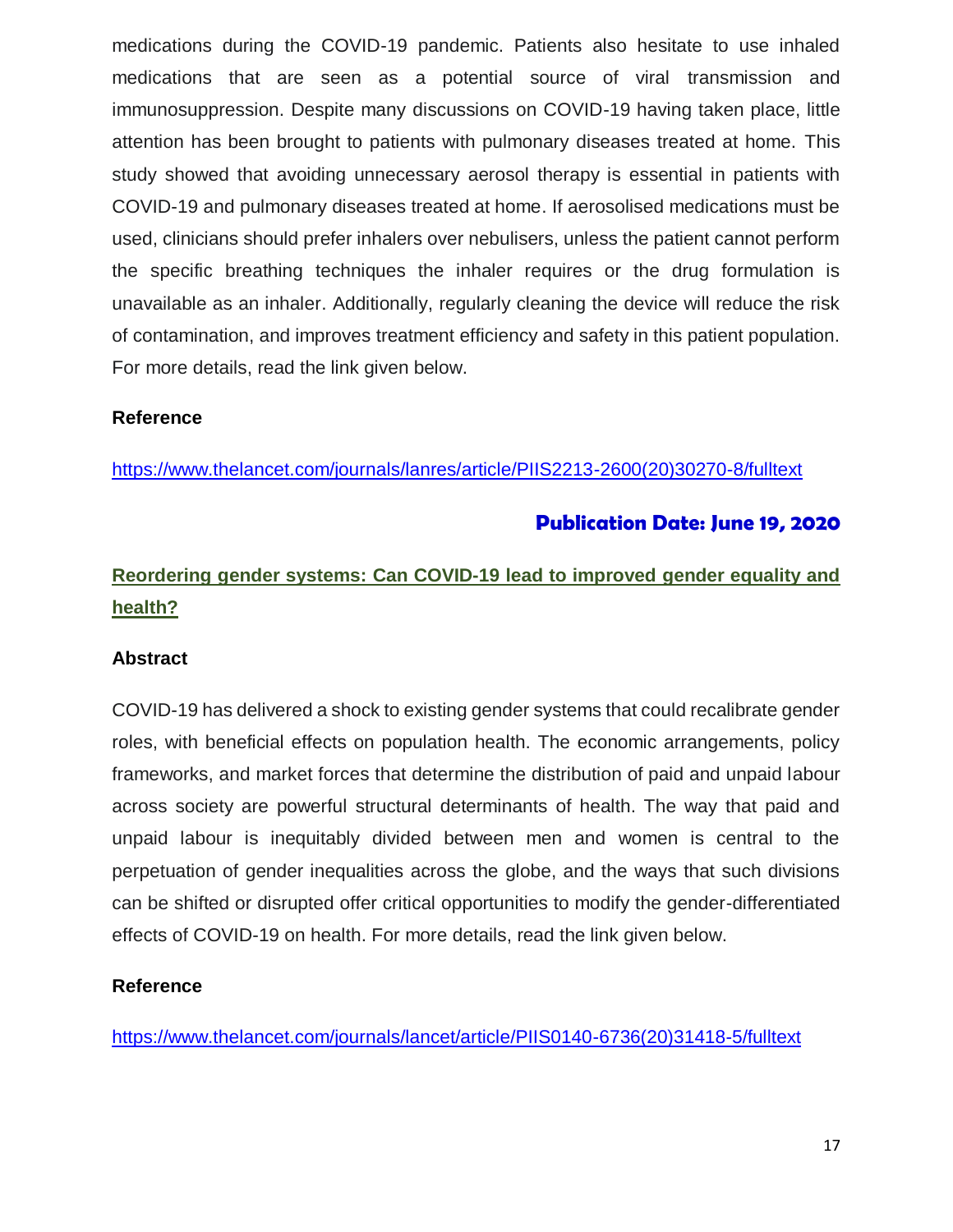medications during the COVID-19 pandemic. Patients also hesitate to use inhaled medications that are seen as a potential source of viral transmission and immunosuppression. Despite many discussions on COVID-19 having taken place, little attention has been brought to patients with pulmonary diseases treated at home. This study showed that avoiding unnecessary aerosol therapy is essential in patients with COVID-19 and pulmonary diseases treated at home. If aerosolised medications must be used, clinicians should prefer inhalers over nebulisers, unless the patient cannot perform the specific breathing techniques the inhaler requires or the drug formulation is unavailable as an inhaler. Additionally, regularly cleaning the device will reduce the risk of contamination, and improves treatment efficiency and safety in this patient population. For more details, read the link given below.

**Reference**

https://www.thelancet.com/journals/lanres/article/PIIS2213-2600(20)30270-8/fulltext

**Publication Date: June 19, 2020**

## Reordering gender systems: Can COVID-19 lead to improved gender equality and health?

**Abstract**

COVID-19 has delivered a shock to existing gender systems that could recalibrate gender roles, with beneficial effects on population health. The economic arrangements, policy frameworks, and market forces that determine the distribution of paid and unpaid labour across society are powerful structural determinants of health. The way that paid and unpaid labour is inequitably divided between men and women is central to the perpetuation of gender inequalities across the globe, and the ways that such divisions can be shifted or disrupted offer critical opportunities to modify the gender-differentiated effects of COVID-19 on health. For more details, read the link given below.

**Reference**

https://www.thelancet.com/journals/lancet/article/PIIS0140-6736(20)31418-5/fulltext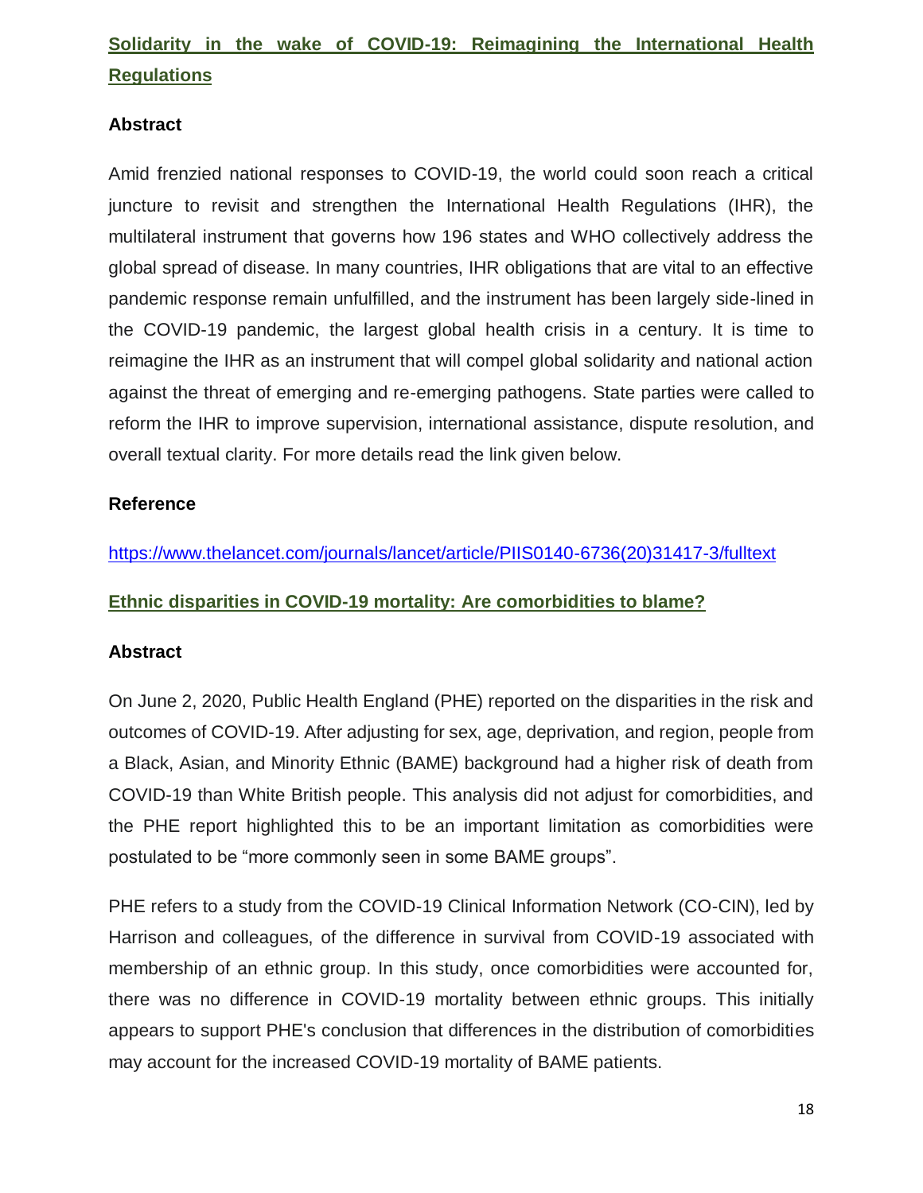## Solidarity in the wake of COVID-19: Reimagining the International Health Regulations

**Abstract**

Amid frenzied national responses to COVID-19, the world could soon reach a critical juncture to revisit and strengthen the International Health Regulations (IHR), the multilateral instrument that governs how 196 states and WHO collectively address the global spread of disease. In many countries, IHR obligations that are vital to an effective pandemic response remain unfulfilled, and the instrument has been largely side-lined in the COVID-19 pandemic, the largest global health crisis in a century. It is time to reimagine the IHR as an instrument that will compel global solidarity and national action against the threat of emerging and re-emerging pathogens. State parties were called to reform the IHR to improve supervision, international assistance, dispute resolution, and overall textual clarity. For more details read the link given below.

**Reference**

https://www.thelancet.com/journals/lancet/article/PIIS0140-6736(20)31417-3/fulltext

## Ethnic disparities in COVID-19 mortality: Are comorbidities to blame?

**Abstract**

On June 2, 2020, Public Health England (PHE) reported on the disparities in the risk and outcomes of COVID-19. After adjusting for sex, age, deprivation, and region, people from a Black, Asian, and Minority Ethnic (BAME) background had a higher risk of death from COVID-19 than White British people. This analysis did not adjust for comorbidities, and the PHE report highlighted this to be an important limitation as comorbidities were postulated to be "more commonly seen in some BAME groups".

PHE refers to a study from the COVID-19 Clinical Information Network (CO-CIN), led by Harrison and colleagues, of the difference in survival from COVID-19 associated with membership of an ethnic group. In this study, once comorbidities were accounted for, there was no difference in COVID-19 mortality between ethnic groups. This initially appears to support PHE's conclusion that differences in the distribution of comorbidities may account for the increased COVID-19 mortality of BAME patients.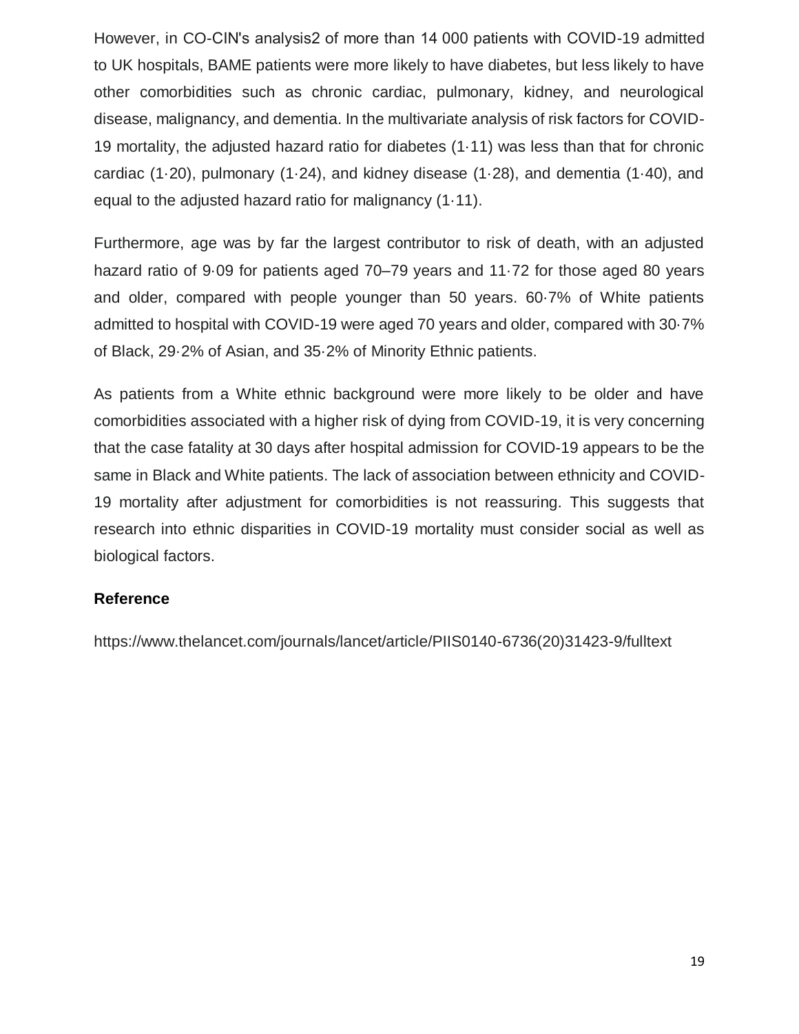However, in CO-CIN's analysis2 of more than 14 000 patients with COVID-19 admitted to UK hospitals, BAME patients were more likely to have diabetes, but less likely to have other comorbidities such as chronic cardiac, pulmonary, kidney, and neurological disease, malignancy, and dementia. In the multivariate analysis of risk factors for COVID-19 mortality, the adjusted hazard ratio for diabetes (1·11) was less than that for chronic cardiac (1·20), pulmonary (1·24), and kidney disease (1·28), and dementia (1·40), and equal to the adjusted hazard ratio for malignancy (1·11).

Furthermore, age was by far the largest contributor to risk of death, with an adjusted hazard ratio of 9·09 for patients aged 70–79 years and 11·72 for those aged 80 years and older, compared with people younger than 50 years. 60·7% of White patients admitted to hospital with COVID-19 were aged 70 years and older, compared with 30·7% of Black, 29·2% of Asian, and 35·2% of Minority Ethnic patients.

As patients from a White ethnic background were more likely to be older and have comorbidities associated with a higher risk of dying from COVID-19, it is very concerning that the case fatality at 30 days after hospital admission for COVID-19 appears to be the same in Black and White patients. The lack of association between ethnicity and COVID-19 mortality after adjustment for comorbidities is not reassuring. This suggests that research into ethnic disparities in COVID-19 mortality must consider social as well as biological factors.

**Reference**

https://www.thelancet.com/journals/lancet/article/PIIS0140-6736(20)31423-9/fulltext